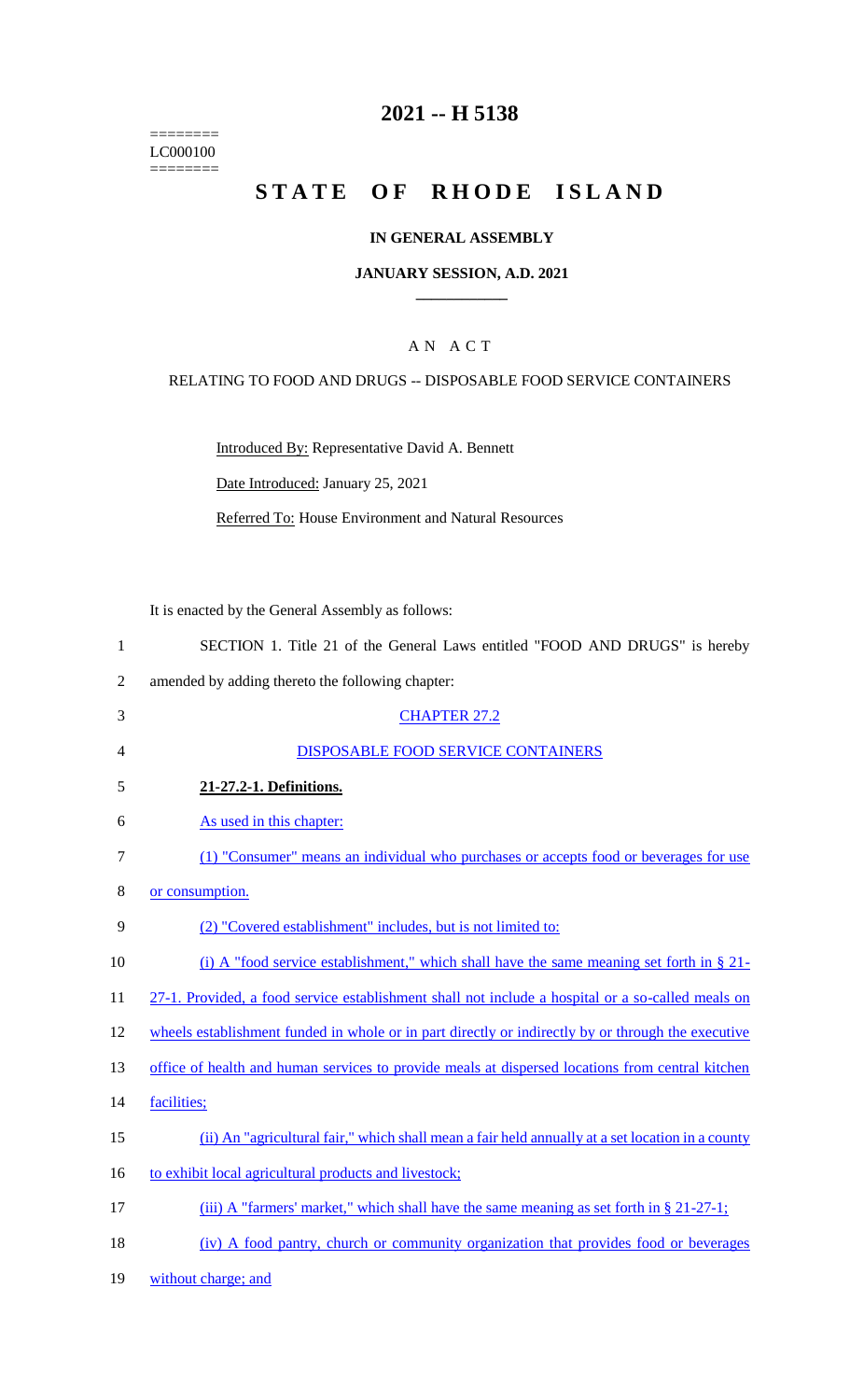========
LC000100
========

# 2021 -- H 5138

# STATE OF RHODE ISLAND

## IN GENERAL ASSEMBLY

### JANUARY SESSION, A.D. 2021

### A N A C T

RELATING TO FOOD AND DRUGS -- DISPOSABLE FOOD SERVICE CONTAINERS

Introduced By: Representative David A. Bennett

Date Introduced: January 25, 2021

Referred To: House Environment and Natural Resources

It is enacted by the General Assembly as follows:

1 SECTION 1. Title 21 of the General Laws entitled "FOOD AND DRUGS" is hereby
2 amended by adding thereto the following chapter:

3 CHAPTER 27.2

4 DISPOSABLE FOOD SERVICE CONTAINERS

5 **21-27.2-1. Definitions.**

6 As used in this chapter:

7 (1) "Consumer" means an individual who purchases or accepts food or beverages for use
8 or consumption.

9 (2) "Covered establishment" includes, but is not limited to:

10 (i) A "food service establishment," which shall have the same meaning set forth in § 21-
11 27-1. Provided, a food service establishment shall not include a hospital or a so-called meals on
12 wheels establishment funded in whole or in part directly or indirectly by or through the executive
13 office of health and human services to provide meals at dispersed locations from central kitchen
14 facilities;

15 (ii) An "agricultural fair," which shall mean a fair held annually at a set location in a county
16 to exhibit local agricultural products and livestock;

17 (iii) A "farmers' market," which shall have the same meaning as set forth in § 21-27-1;

18 (iv) A food pantry, church or community organization that provides food or beverages
19 without charge; and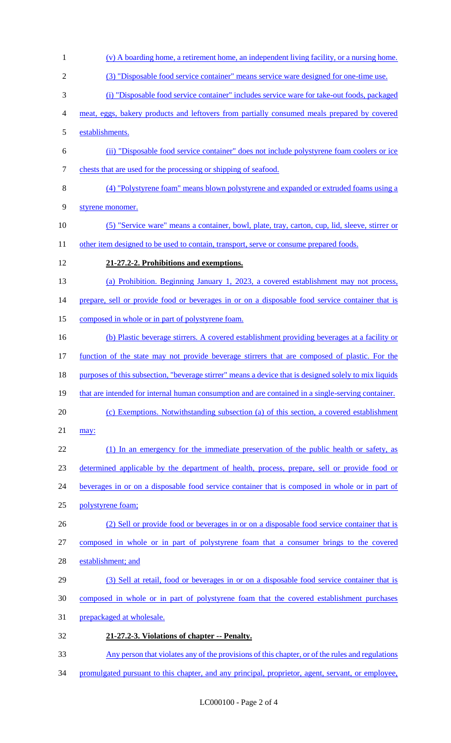(v) A boarding home, a retirement home, an independent living facility, or a nursing home.

(3) "Disposable food service container" means service ware designed for one-time use.

(i) "Disposable food service container" includes service ware for take-out foods, packaged meat, eggs, bakery products and leftovers from partially consumed meals prepared by covered establishments.

(ii) "Disposable food service container" does not include polystyrene foam coolers or ice chests that are used for the processing or shipping of seafood.

(4) "Polystyrene foam" means blown polystyrene and expanded or extruded foams using a styrene monomer.

(5) "Service ware" means a container, bowl, plate, tray, carton, cup, lid, sleeve, stirrer or other item designed to be used to contain, transport, serve or consume prepared foods.

**21-27.2-2. Prohibitions and exemptions.**

(a) Prohibition. Beginning January 1, 2023, a covered establishment may not process, prepare, sell or provide food or beverages in or on a disposable food service container that is composed in whole or in part of polystyrene foam.

(b) Plastic beverage stirrers. A covered establishment providing beverages at a facility or function of the state may not provide beverage stirrers that are composed of plastic. For the purposes of this subsection, "beverage stirrer" means a device that is designed solely to mix liquids that are intended for internal human consumption and are contained in a single-serving container.

(c) Exemptions. Notwithstanding subsection (a) of this section, a covered establishment may:

(1) In an emergency for the immediate preservation of the public health or safety, as determined applicable by the department of health, process, prepare, sell or provide food or beverages in or on a disposable food service container that is composed in whole or in part of polystyrene foam;

(2) Sell or provide food or beverages in or on a disposable food service container that is composed in whole or in part of polystyrene foam that a consumer brings to the covered establishment; and

(3) Sell at retail, food or beverages in or on a disposable food service container that is composed in whole or in part of polystyrene foam that the covered establishment purchases prepackaged at wholesale.

**21-27.2-3. Violations of chapter -- Penalty.**

Any person that violates any of the provisions of this chapter, or of the rules and regulations promulgated pursuant to this chapter, and any principal, proprietor, agent, servant, or employee,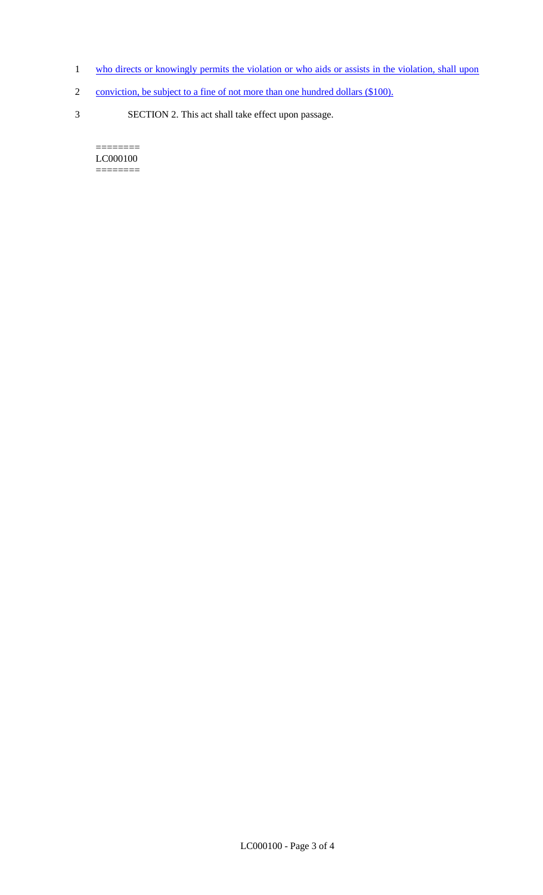who directs or knowingly permits the violation or who aids or assists in the violation, shall upon conviction, be subject to a fine of not more than one hundred dollars ($100).

SECTION 2. This act shall take effect upon passage.

========
LC000100
========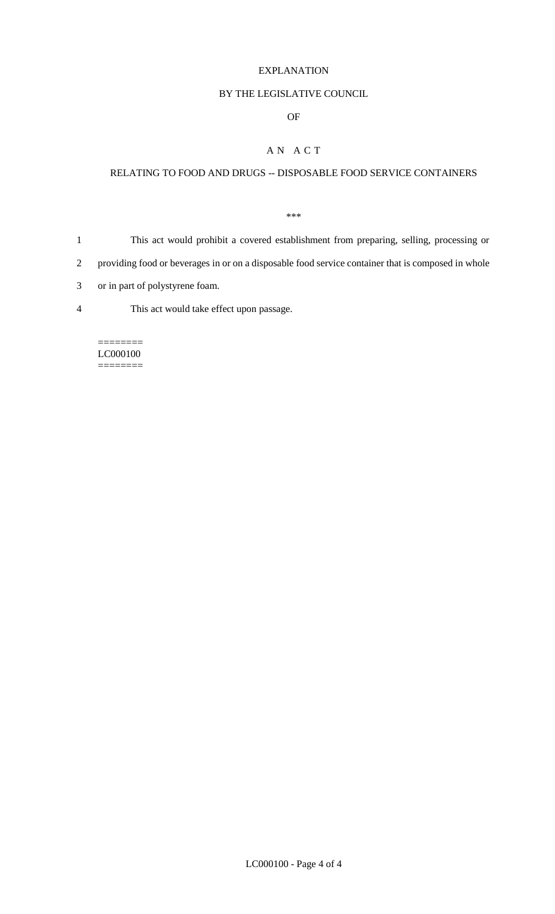EXPLANATION

BY THE LEGISLATIVE COUNCIL

OF

A N A C T

RELATING TO FOOD AND DRUGS -- DISPOSABLE FOOD SERVICE CONTAINERS

\*\*\*

This act would prohibit a covered establishment from preparing, selling, processing or providing food or beverages in or on a disposable food service container that is composed in whole or in part of polystyrene foam.

This act would take effect upon passage.

========
LC000100
========